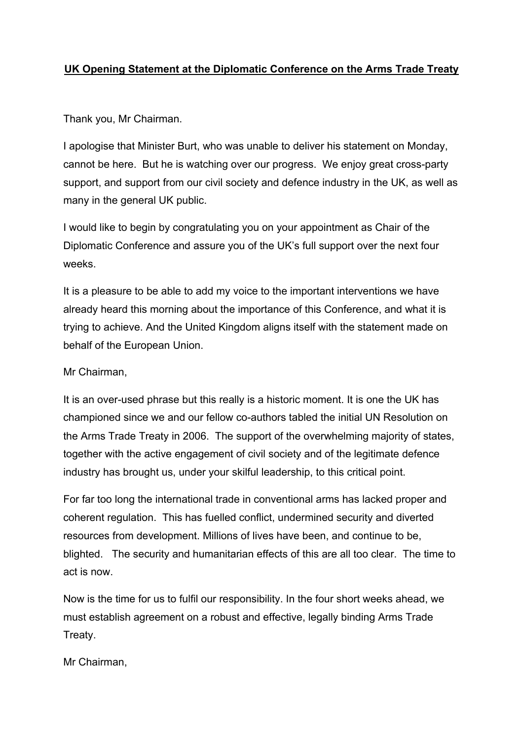**UK Opening Statement at the Diplomatic Conference on the Arms Trade Treaty**

Thank you, Mr Chairman.

I apologise that Minister Burt, who was unable to deliver his statement on Monday, cannot be here. But he is watching over our progress. We enjoy great cross-party support, and support from our civil society and defence industry in the UK, as well as many in the general UK public.

I would like to begin by congratulating you on your appointment as Chair of the Diplomatic Conference and assure you of the UK's full support over the next four weeks.

It is a pleasure to be able to add my voice to the important interventions we have already heard this morning about the importance of this Conference, and what it is trying to achieve. And the United Kingdom aligns itself with the statement made on behalf of the European Union.

Mr Chairman,

It is an over-used phrase but this really is a historic moment. It is one the UK has championed since we and our fellow co-authors tabled the initial UN Resolution on the Arms Trade Treaty in 2006. The support of the overwhelming majority of states, together with the active engagement of civil society and of the legitimate defence industry has brought us, under your skilful leadership, to this critical point.

For far too long the international trade in conventional arms has lacked proper and coherent regulation. This has fuelled conflict, undermined security and diverted resources from development. Millions of lives have been, and continue to be, blighted. The security and humanitarian effects of this are all too clear. The time to act is now.

Now is the time for us to fulfil our responsibility. In the four short weeks ahead, we must establish agreement on a robust and effective, legally binding Arms Trade Treaty.

Mr Chairman,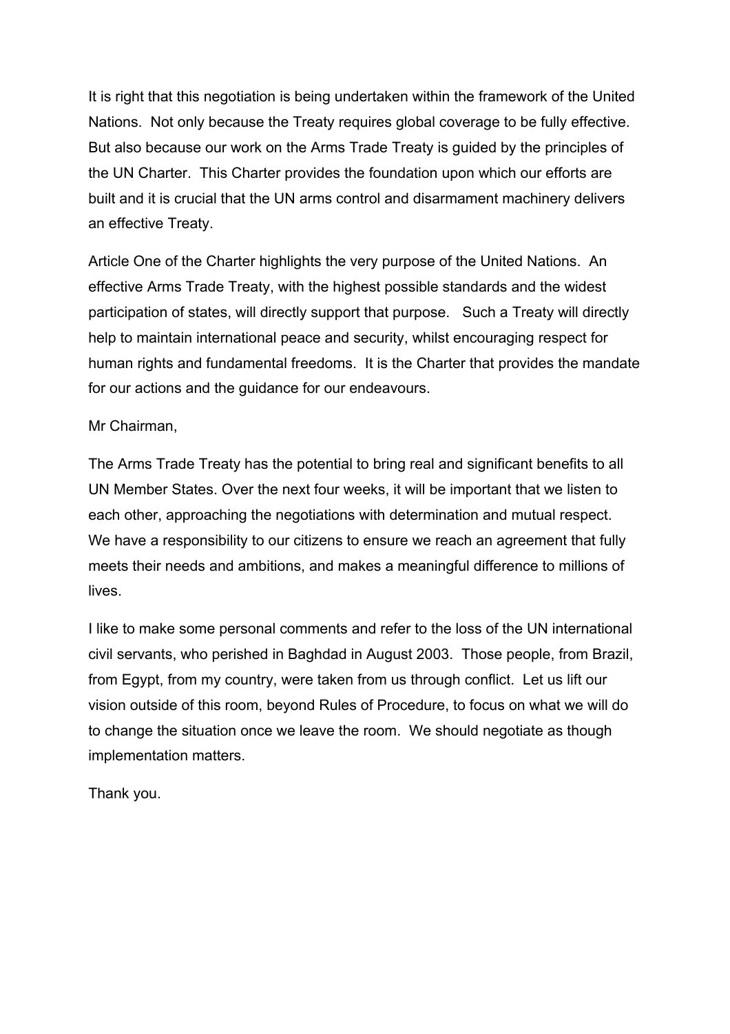It is right that this negotiation is being undertaken within the framework of the United Nations. Not only because the Treaty requires global coverage to be fully effective. But also because our work on the Arms Trade Treaty is guided by the principles of the UN Charter. This Charter provides the foundation upon which our efforts are built and it is crucial that the UN arms control and disarmament machinery delivers an effective Treaty.

Article One of the Charter highlights the very purpose of the United Nations. An effective Arms Trade Treaty, with the highest possible standards and the widest participation of states, will directly support that purpose. Such a Treaty will directly help to maintain international peace and security, whilst encouraging respect for human rights and fundamental freedoms. It is the Charter that provides the mandate for our actions and the guidance for our endeavours.

Mr Chairman,

The Arms Trade Treaty has the potential to bring real and significant benefits to all UN Member States. Over the next four weeks, it will be important that we listen to each other, approaching the negotiations with determination and mutual respect. We have a responsibility to our citizens to ensure we reach an agreement that fully meets their needs and ambitions, and makes a meaningful difference to millions of lives.

I like to make some personal comments and refer to the loss of the UN international civil servants, who perished in Baghdad in August 2003. Those people, from Brazil, from Egypt, from my country, were taken from us through conflict. Let us lift our vision outside of this room, beyond Rules of Procedure, to focus on what we will do to change the situation once we leave the room. We should negotiate as though implementation matters.

Thank you.